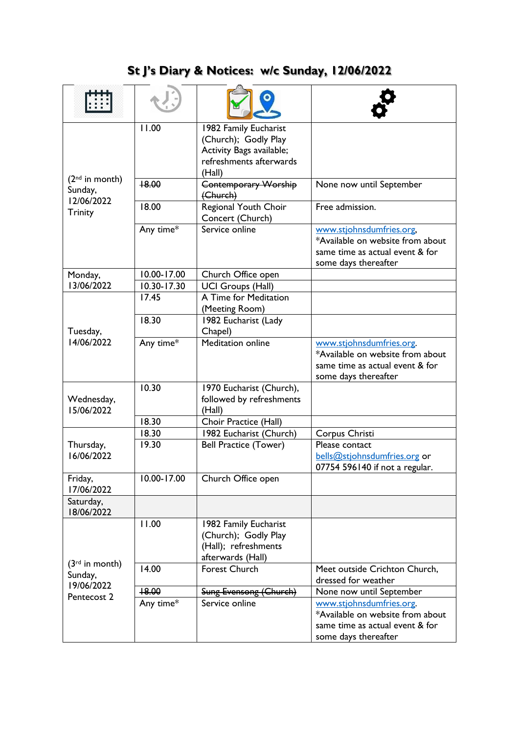# St J's Diary & Notices: w/c Sunday, 12/06/2022

| | | | |
|---|---|---|---|
| (2nd in month) Sunday, 12/06/2022 Trinity | 11.00 | 1982 Family Eucharist (Church); Godly Play Activity Bags available; refreshments afterwards (Hall) | |
| | ~~18.00~~ | ~~Contemporary Worship (Church)~~ | None now until September |
| | 18.00 | Regional Youth Choir Concert (Church) | Free admission. |
| | Any time* | Service online | www.stjohnsdumfries.org, *Available on website from about same time as actual event & for some days thereafter |
| Monday, 13/06/2022 | 10.00-17.00 | Church Office open | |
| | 10.30-17.30 | UCI Groups (Hall) | |
| Tuesday, 14/06/2022 | 17.45 | A Time for Meditation (Meeting Room) | |
| | 18.30 | 1982 Eucharist (Lady Chapel) | |
| | Any time* | Meditation online | www.stjohnsdumfries.org. *Available on website from about same time as actual event & for some days thereafter |
| Wednesday, 15/06/2022 | 10.30 | 1970 Eucharist (Church), followed by refreshments (Hall) | |
| | 18.30 | Choir Practice (Hall) | |
| Thursday, 16/06/2022 | 18.30 | 1982 Eucharist (Church) | Corpus Christi |
| | 19.30 | Bell Practice (Tower) | Please contact bells@stjohnsdumfries.org or 07754 596140 if not a regular. |
| Friday, 17/06/2022 | 10.00-17.00 | Church Office open | |
| Saturday, 18/06/2022 | | | |
| (3rd in month) Sunday, 19/06/2022 Pentecost 2 | 11.00 | 1982 Family Eucharist (Church); Godly Play (Hall); refreshments afterwards (Hall) | |
| | 14.00 | Forest Church | Meet outside Crichton Church, dressed for weather |
| | ~~18.00~~ | ~~Sung Evensong (Church)~~ | None now until September |
| | Any time* | Service online | www.stjohnsdumfries.org. *Available on website from about same time as actual event & for some days thereafter |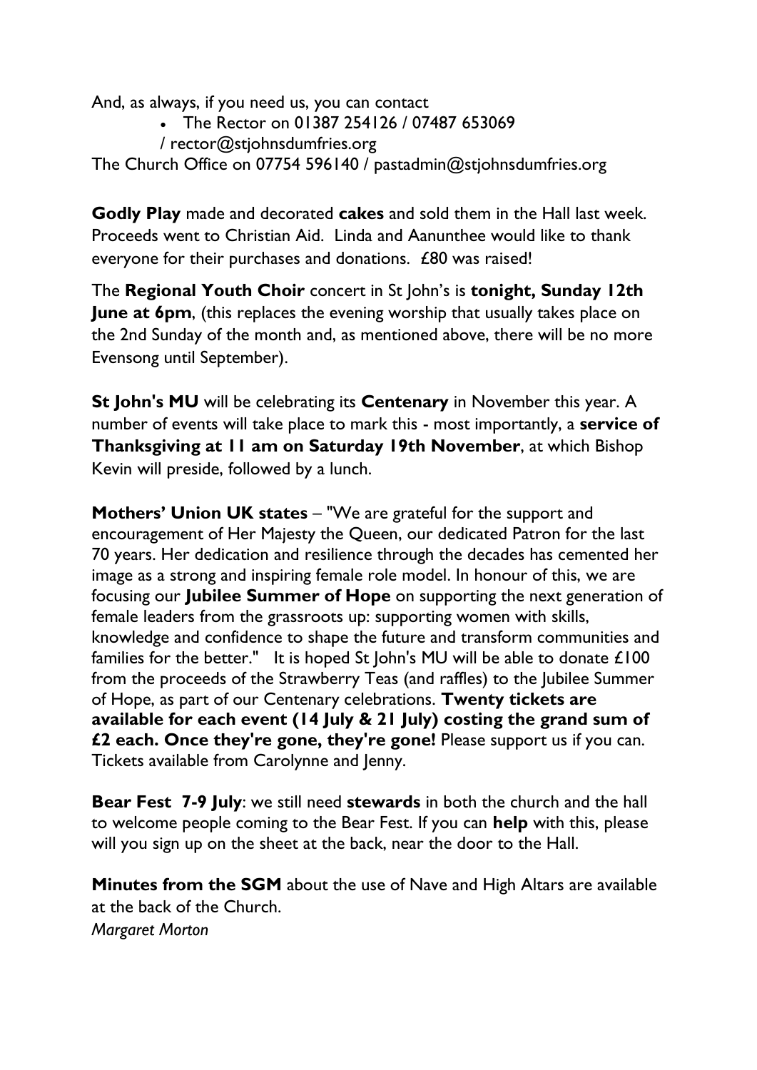And, as always, if you need us, you can contact

- The Rector on 01387 254126 / 07487 653069 / rector@stjohnsdumfries.org

The Church Office on 07754 596140 / pastadmin@stjohnsdumfries.org

**Godly Play** made and decorated **cakes** and sold them in the Hall last week. Proceeds went to Christian Aid. Linda and Aanunthee would like to thank everyone for their purchases and donations. £80 was raised!

The **Regional Youth Choir** concert in St John's is **tonight, Sunday 12th June at 6pm**, (this replaces the evening worship that usually takes place on the 2nd Sunday of the month and, as mentioned above, there will be no more Evensong until September).

**St John's MU** will be celebrating its **Centenary** in November this year. A number of events will take place to mark this - most importantly, a **service of Thanksgiving at 11 am on Saturday 19th November**, at which Bishop Kevin will preside, followed by a lunch.

**Mothers' Union UK states** – "We are grateful for the support and encouragement of Her Majesty the Queen, our dedicated Patron for the last 70 years. Her dedication and resilience through the decades has cemented her image as a strong and inspiring female role model. In honour of this, we are focusing our **Jubilee Summer of Hope** on supporting the next generation of female leaders from the grassroots up: supporting women with skills, knowledge and confidence to shape the future and transform communities and families for the better." It is hoped St John's MU will be able to donate £100 from the proceeds of the Strawberry Teas (and raffles) to the Jubilee Summer of Hope, as part of our Centenary celebrations. **Twenty tickets are available for each event (14 July & 21 July) costing the grand sum of £2 each. Once they're gone, they're gone!** Please support us if you can. Tickets available from Carolynne and Jenny.

**Bear Fest 7-9 July**: we still need **stewards** in both the church and the hall to welcome people coming to the Bear Fest. If you can **help** with this, please will you sign up on the sheet at the back, near the door to the Hall.

**Minutes from the SGM** about the use of Nave and High Altars are available at the back of the Church.

*Margaret Morton*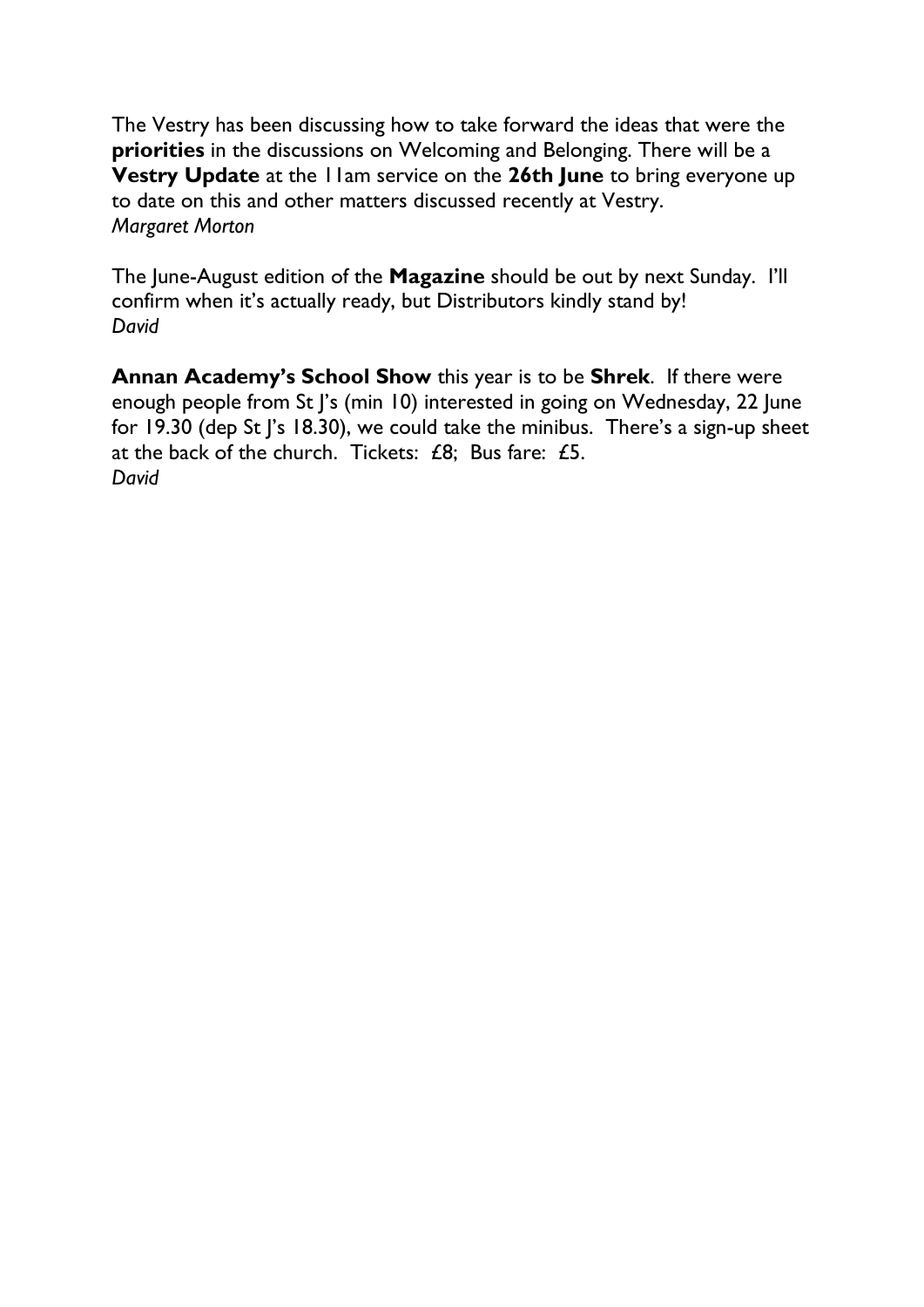The Vestry has been discussing how to take forward the ideas that were the **priorities** in the discussions on Welcoming and Belonging. There will be a **Vestry Update** at the 11am service on the **26th June** to bring everyone up to date on this and other matters discussed recently at Vestry.
*Margaret Morton*

The June-August edition of the **Magazine** should be out by next Sunday. I'll confirm when it's actually ready, but Distributors kindly stand by!
*David*

**Annan Academy's School Show** this year is to be **Shrek**. If there were enough people from St J's (min 10) interested in going on Wednesday, 22 June for 19.30 (dep St J's 18.30), we could take the minibus. There's a sign-up sheet at the back of the church. Tickets: £8; Bus fare: £5.
*David*